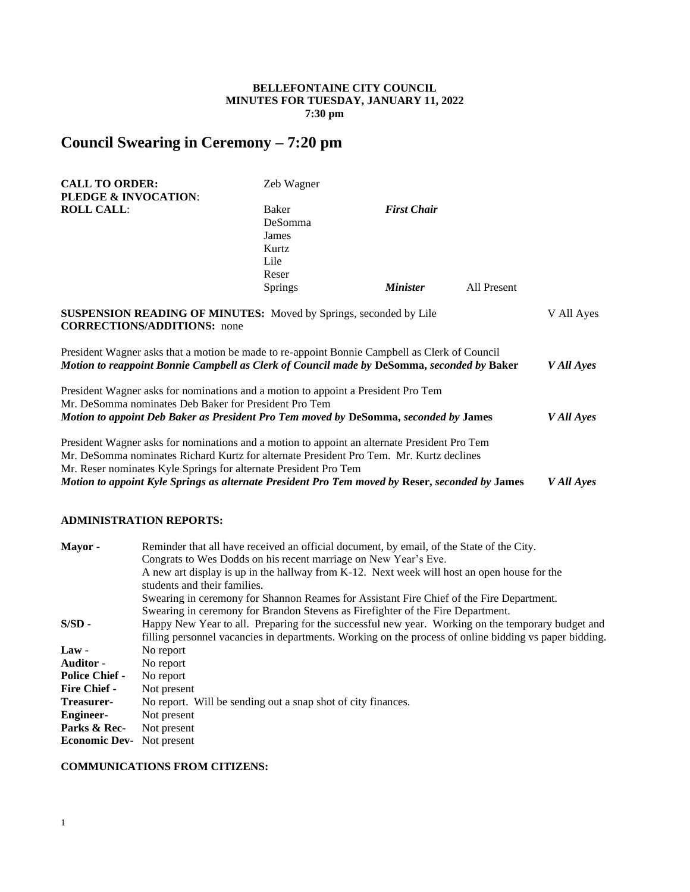**BELLEFONTAINE CITY COUNCIL**
**MINUTES FOR TUESDAY, JANUARY 11, 2022**
**7:30 pm**

# Council Swearing in Ceremony – 7:20 pm

| | | | |
|---|---|---|---|
| **CALL TO ORDER:** | Zeb Wagner | | |
| **PLEDGE & INVOCATION**: | | | |
| **ROLL CALL**: | Baker | ***First Chair*** | |
| | DeSomma | | |
| | James | | |
| | Kurtz | | |
| | Lile | | |
| | Reser | | |
| | Springs | ***Minister*** | All Present |

**SUSPENSION READING OF MINUTES:** Moved by Springs, seconded by Lile — V All Ayes
**CORRECTIONS/ADDITIONS:** none

President Wagner asks that a motion be made to re-appoint Bonnie Campbell as Clerk of Council
***Motion to reappoint Bonnie Campbell as Clerk of Council made by* DeSomma, *seconded by* Baker** — ***V All Ayes***

President Wagner asks for nominations and a motion to appoint a President Pro Tem
Mr. DeSomma nominates Deb Baker for President Pro Tem
***Motion to appoint Deb Baker as President Pro Tem moved by* DeSomma, *seconded by* James** — ***V All Ayes***

President Wagner asks for nominations and a motion to appoint an alternate President Pro Tem
Mr. DeSomma nominates Richard Kurtz for alternate President Pro Tem. Mr. Kurtz declines
Mr. Reser nominates Kyle Springs for alternate President Pro Tem
***Motion to appoint Kyle Springs as alternate President Pro Tem moved by* Reser, *seconded by* James** — ***V All Ayes***

**ADMINISTRATION REPORTS:**

| | |
|---|---|
| **Mayor -** | Reminder that all have received an official document, by email, of the State of the City. Congrats to Wes Dodds on his recent marriage on New Year's Eve. A new art display is up in the hallway from K-12. Next week will host an open house for the students and their families. Swearing in ceremony for Shannon Reames for Assistant Fire Chief of the Fire Department. Swearing in ceremony for Brandon Stevens as Firefighter of the Fire Department. |
| **S/SD -** | Happy New Year to all. Preparing for the successful new year. Working on the temporary budget and filling personnel vacancies in departments. Working on the process of online bidding vs paper bidding. |
| **Law -** | No report |
| **Auditor -** | No report |
| **Police Chief -** | No report |
| **Fire Chief -** | Not present |
| **Treasurer-** | No report. Will be sending out a snap shot of city finances. |
| **Engineer-** | Not present |
| **Parks & Rec-** | Not present |
| **Economic Dev-** | Not present |

**COMMUNICATIONS FROM CITIZENS:**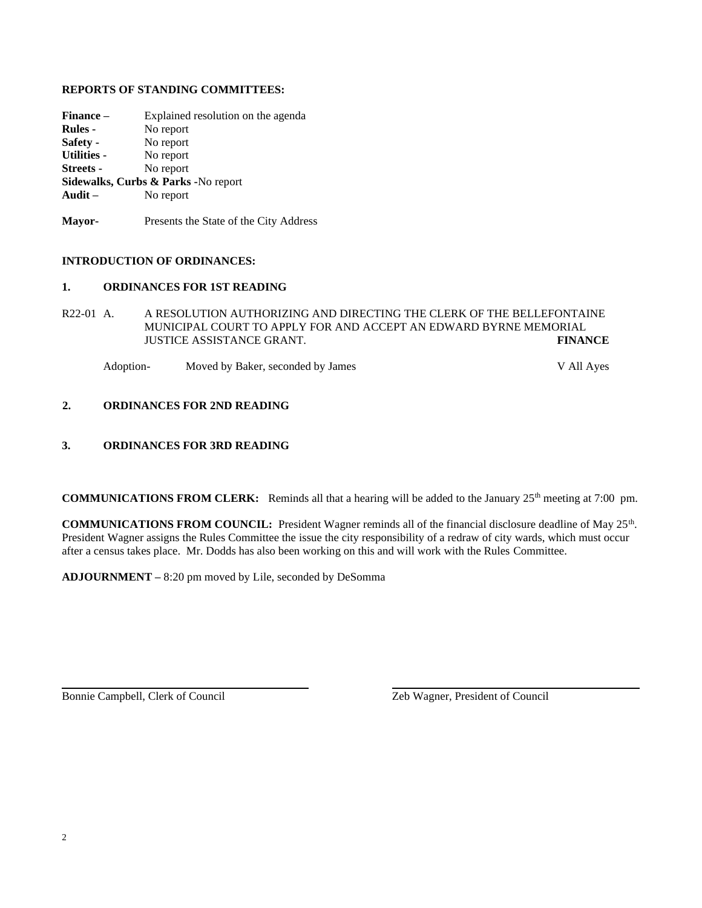**REPORTS OF STANDING COMMITTEES:**

**Finance –** Explained resolution on the agenda
**Rules -** No report
**Safety -** No report
**Utilities -** No report
**Streets -** No report
**Sidewalks, Curbs & Parks -** No report
**Audit –** No report

**Mayor-** Presents the State of the City Address

**INTRODUCTION OF ORDINANCES:**

**1. ORDINANCES FOR 1ST READING**

R22-01 A. A RESOLUTION AUTHORIZING AND DIRECTING THE CLERK OF THE BELLEFONTAINE MUNICIPAL COURT TO APPLY FOR AND ACCEPT AN EDWARD BYRNE MEMORIAL JUSTICE ASSISTANCE GRANT. **FINANCE**

Adoption- Moved by Baker, seconded by James V All Ayes

**2. ORDINANCES FOR 2ND READING**

**3. ORDINANCES FOR 3RD READING**

**COMMUNICATIONS FROM CLERK:** Reminds all that a hearing will be added to the January 25th meeting at 7:00 pm.

**COMMUNICATIONS FROM COUNCIL:** President Wagner reminds all of the financial disclosure deadline of May 25th. President Wagner assigns the Rules Committee the issue the city responsibility of a redraw of city wards, which must occur after a census takes place. Mr. Dodds has also been working on this and will work with the Rules Committee.

**ADJOURNMENT –** 8:20 pm moved by Lile, seconded by DeSomma

Bonnie Campbell, Clerk of Council

Zeb Wagner, President of Council